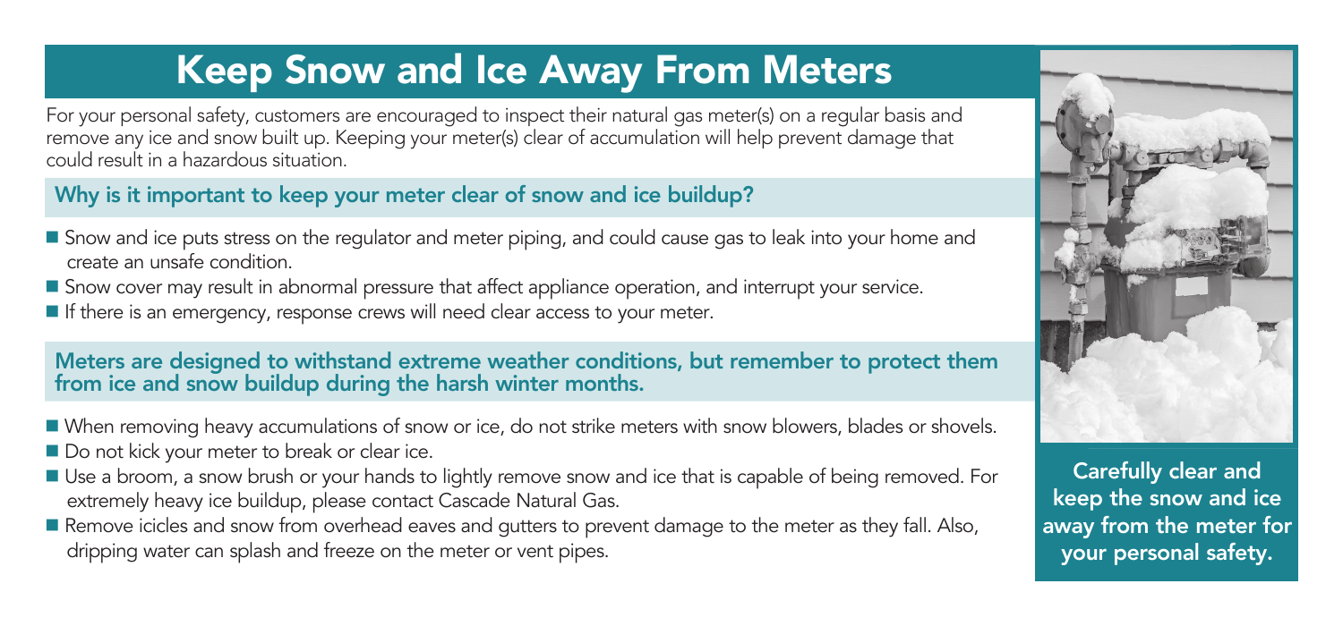# Keep Snow and Ice Away From Meters

For your personal safety, customers are encouraged to inspect their natural gas meter(s) on a regular basis and remove any ice and snow built up. Keeping your meter(s) clear of accumulation will help prevent damage that could result in a hazardous situation.

### Why is it important to keep your meter clear of snow and ice buildup?

- Snow and ice puts stress on the regulator and meter piping, and could cause gas to leak into your home and create an unsafe condition.
- Snow cover may result in abnormal pressure that affect appliance operation, and interrupt your service.
- If there is an emergency, response crews will need clear access to your meter.

### Meters are designed to withstand extreme weather conditions, but remember to protect them from ice and snow buildup during the harsh winter months.

- When removing heavy accumulations of snow or ice, do not strike meters with snow blowers, blades or shovels.
- Do not kick your meter to break or clear ice.
- Use a broom, a snow brush or your hands to lightly remove snow and ice that is capable of being removed. For extremely heavy ice buildup, please contact Cascade Natural Gas.
- Remove icicles and snow from overhead eaves and gutters to prevent damage to the meter as they fall. Also, dripping water can splash and freeze on the meter or vent pipes.

**Carefully clear and keep the snow and ice away from the meter for your personal safety.**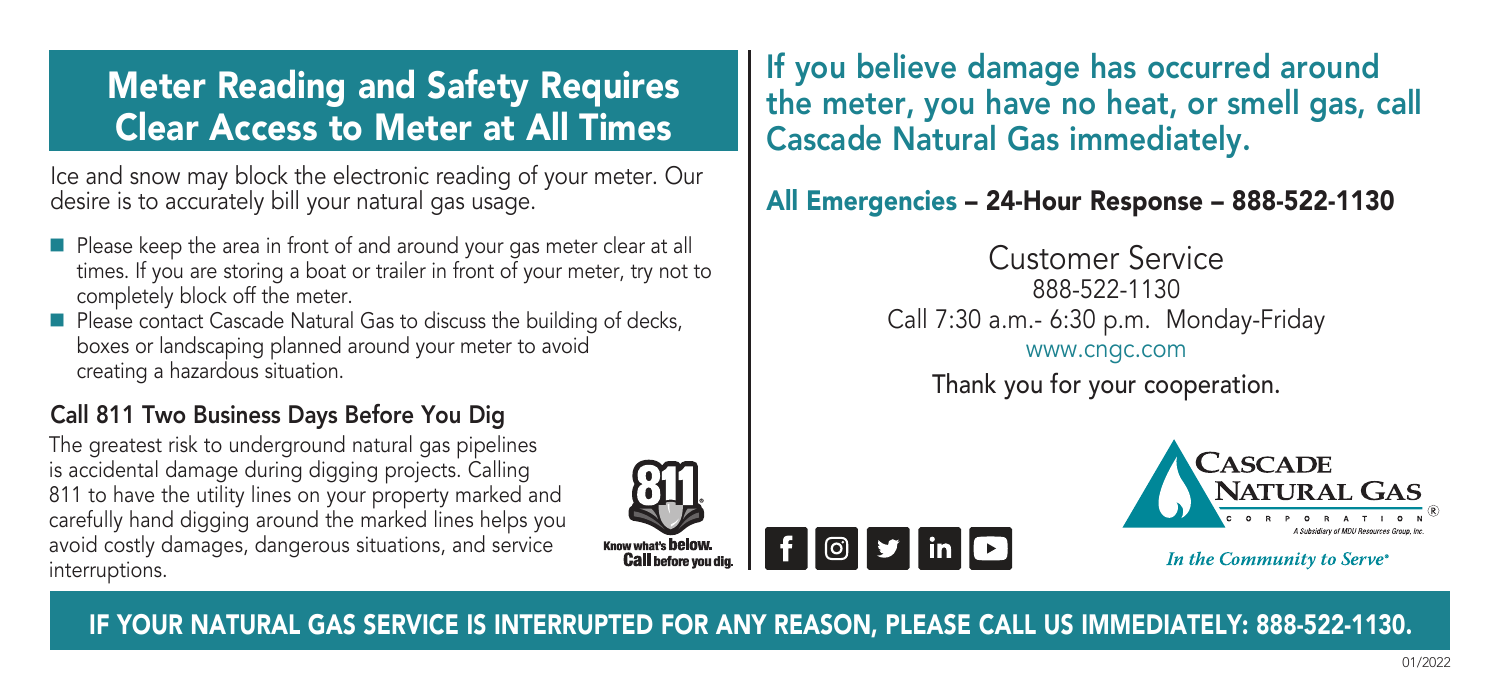## Meter Reading and Safety Requires Clear Access to Meter at All Times

Ice and snow may block the electronic reading of your meter. Our desire is to accurately bill your natural gas usage.

- Please keep the area in front of and around your gas meter clear at all times. If you are storing a boat or trailer in front of your meter, try not to completely block off the meter.
- Please contact Cascade Natural Gas to discuss the building of decks, boxes or landscaping planned around your meter to avoid creating a hazardous situation.

### Call 811 Two Business Days Before You Dig

The greatest risk to underground natural gas pipelines is accidental damage during digging projects. Calling 811 to have the utility lines on your property marked and carefully hand digging around the marked lines helps you avoid costly damages, dangerous situations, and service interruptions.

811 Know what's **below.** **Call** before you dig.

## If you believe damage has occurred around the meter, you have no heat, or smell gas, call Cascade Natural Gas immediately.

### All Emergencies – 24-Hour Response – 888-522-1130

Customer Service
888-522-1130
Call 7:30 a.m.- 6:30 p.m. Monday-Friday
www.cngc.com

Thank you for your cooperation.

Cascade Natural Gas Corporation®
A Subsidiary of MDU Resources Group, Inc.

*In the Community to Serve®*

**IF YOUR NATURAL GAS SERVICE IS INTERRUPTED FOR ANY REASON, PLEASE CALL US IMMEDIATELY: 888-522-1130.**

01/2022